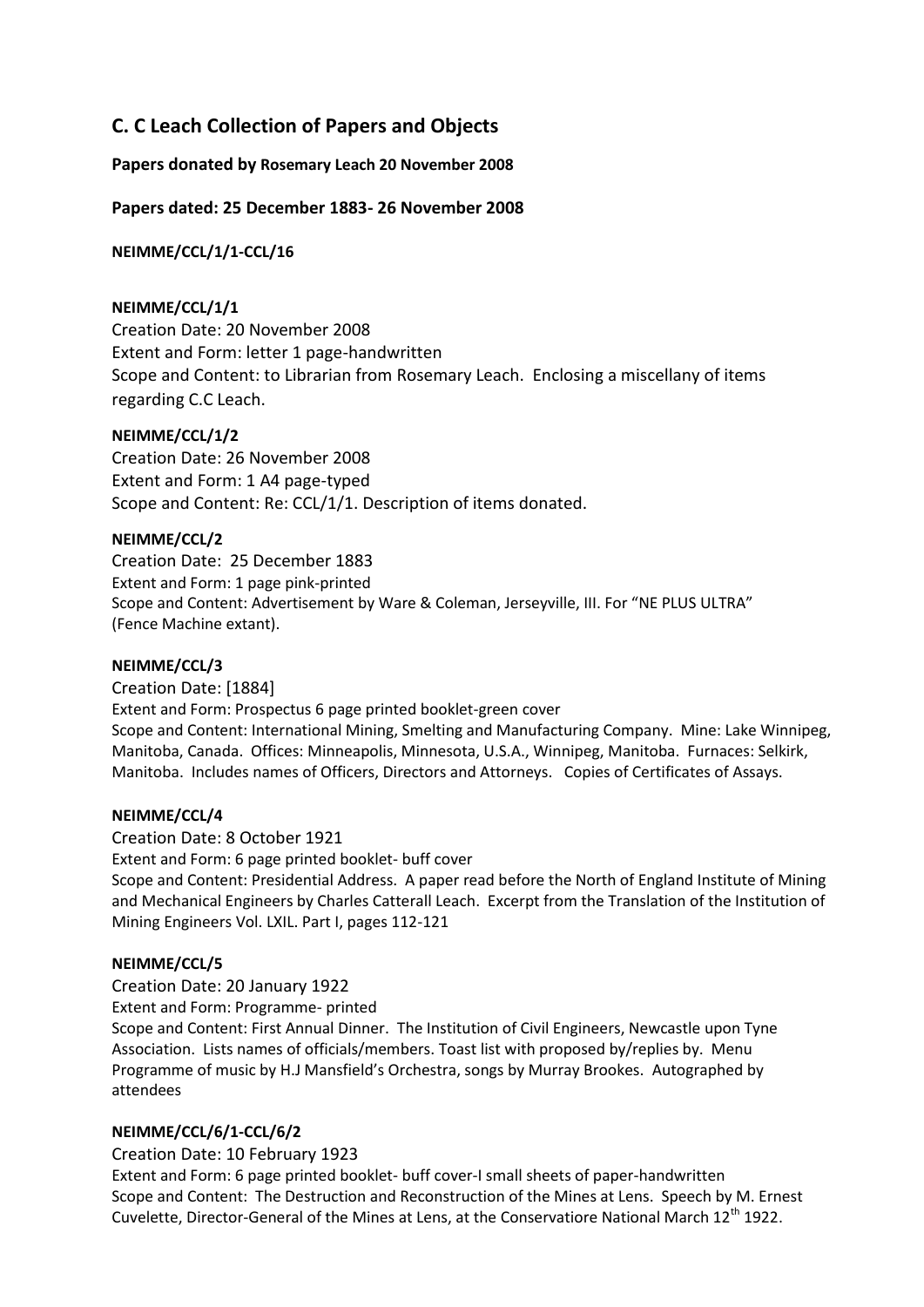# C. C Leach Collection of Papers and Objects

**Papers donated by Rosemary Leach 20 November 2008**

**Papers dated: 25 December 1883- 26 November 2008**

**NEIMME/CCL/1/1-CCL/16**

**NEIMME/CCL/1/1**

Creation Date: 20 November 2008
Extent and Form: letter 1 page-handwritten
Scope and Content: to Librarian from Rosemary Leach. Enclosing a miscellany of items regarding C.C Leach.

**NEIMME/CCL/1/2**

Creation Date: 26 November 2008
Extent and Form: 1 A4 page-typed
Scope and Content: Re: CCL/1/1. Description of items donated.

**NEIMME/CCL/2**

Creation Date: 25 December 1883
Extent and Form: 1 page pink-printed
Scope and Content: Advertisement by Ware & Coleman, Jerseyville, III. For "NE PLUS ULTRA" (Fence Machine extant).

**NEIMME/CCL/3**

Creation Date: [1884]
Extent and Form: Prospectus 6 page printed booklet-green cover
Scope and Content: International Mining, Smelting and Manufacturing Company. Mine: Lake Winnipeg, Manitoba, Canada. Offices: Minneapolis, Minnesota, U.S.A., Winnipeg, Manitoba. Furnaces: Selkirk, Manitoba. Includes names of Officers, Directors and Attorneys. Copies of Certificates of Assays.

**NEIMME/CCL/4**

Creation Date: 8 October 1921
Extent and Form: 6 page printed booklet- buff cover
Scope and Content: Presidential Address. A paper read before the North of England Institute of Mining and Mechanical Engineers by Charles Catterall Leach. Excerpt from the Translation of the Institution of Mining Engineers Vol. LXIL. Part I, pages 112-121

**NEIMME/CCL/5**

Creation Date: 20 January 1922
Extent and Form: Programme- printed
Scope and Content: First Annual Dinner. The Institution of Civil Engineers, Newcastle upon Tyne Association. Lists names of officials/members. Toast list with proposed by/replies by. Menu Programme of music by H.J Mansfield's Orchestra, songs by Murray Brookes. Autographed by attendees

**NEIMME/CCL/6/1-CCL/6/2**

Creation Date: 10 February 1923
Extent and Form: 6 page printed booklet- buff cover-I small sheets of paper-handwritten
Scope and Content: The Destruction and Reconstruction of the Mines at Lens. Speech by M. Ernest Cuvelette, Director-General of the Mines at Lens, at the Conservatiore National March 12th 1922.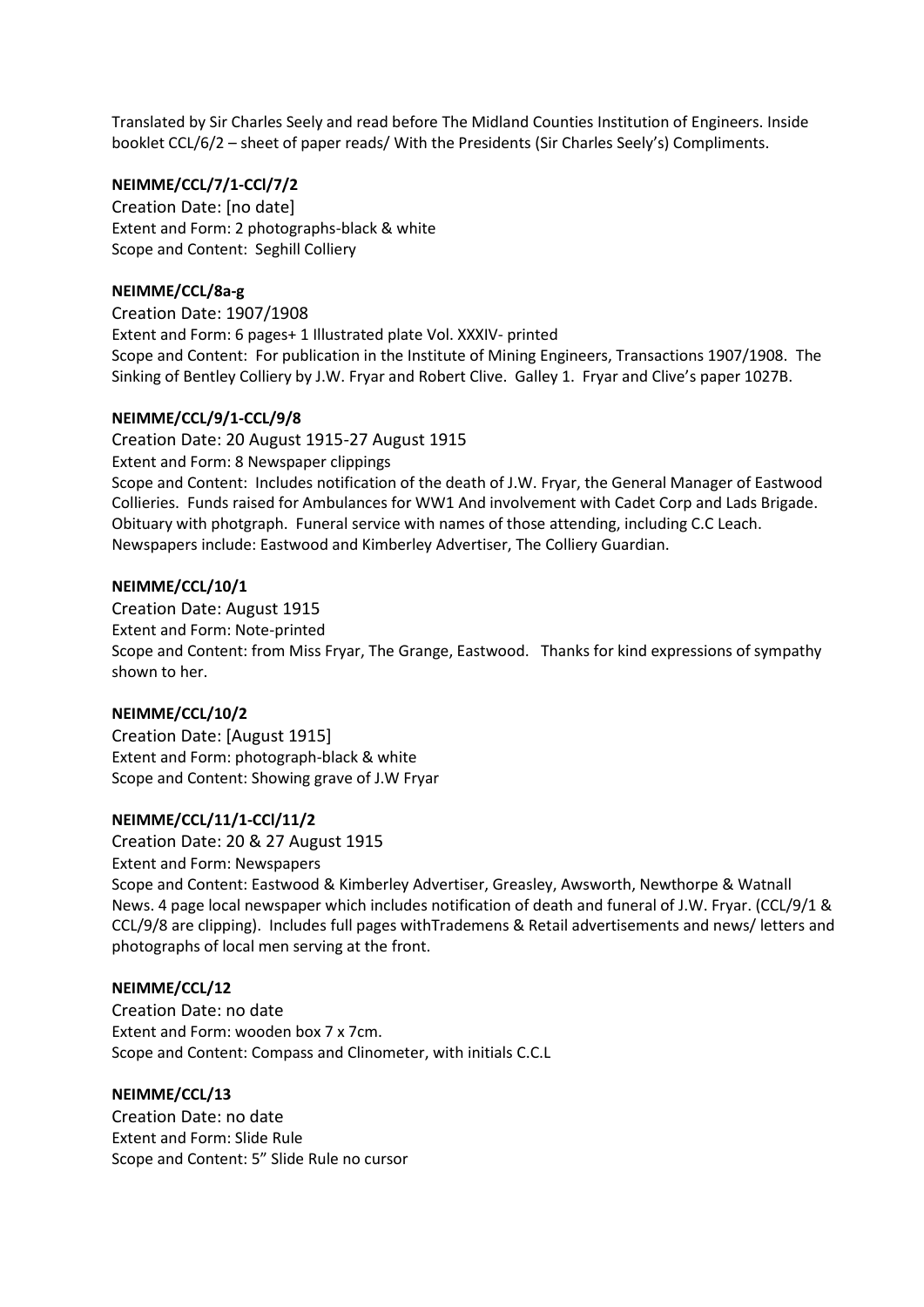Translated by Sir Charles Seely and read before The Midland Counties Institution of Engineers. Inside booklet CCL/6/2 – sheet of paper reads/ With the Presidents (Sir Charles Seely's) Compliments.

**NEIMME/CCL/7/1-CCl/7/2**

Creation Date: [no date]
Extent and Form: 2 photographs-black & white
Scope and Content: Seghill Colliery

**NEIMME/CCL/8a-g**

Creation Date: 1907/1908
Extent and Form: 6 pages+ 1 Illustrated plate Vol. XXXIV- printed
Scope and Content: For publication in the Institute of Mining Engineers, Transactions 1907/1908. The Sinking of Bentley Colliery by J.W. Fryar and Robert Clive. Galley 1. Fryar and Clive's paper 1027B.

**NEIMME/CCL/9/1-CCL/9/8**

Creation Date: 20 August 1915-27 August 1915
Extent and Form: 8 Newspaper clippings
Scope and Content: Includes notification of the death of J.W. Fryar, the General Manager of Eastwood Collieries. Funds raised for Ambulances for WW1 And involvement with Cadet Corp and Lads Brigade. Obituary with photgraph. Funeral service with names of those attending, including C.C Leach. Newspapers include: Eastwood and Kimberley Advertiser, The Colliery Guardian.

**NEIMME/CCL/10/1**

Creation Date: August 1915
Extent and Form: Note-printed
Scope and Content: from Miss Fryar, The Grange, Eastwood. Thanks for kind expressions of sympathy shown to her.

**NEIMME/CCL/10/2**

Creation Date: [August 1915]
Extent and Form: photograph-black & white
Scope and Content: Showing grave of J.W Fryar

**NEIMME/CCL/11/1-CCl/11/2**

Creation Date: 20 & 27 August 1915
Extent and Form: Newspapers
Scope and Content: Eastwood & Kimberley Advertiser, Greasley, Awsworth, Newthorpe & Watnall News. 4 page local newspaper which includes notification of death and funeral of J.W. Fryar. (CCL/9/1 & CCL/9/8 are clipping). Includes full pages withTrademens & Retail advertisements and news/ letters and photographs of local men serving at the front.

**NEIMME/CCL/12**

Creation Date: no date
Extent and Form: wooden box 7 x 7cm.
Scope and Content: Compass and Clinometer, with initials C.C.L

**NEIMME/CCL/13**

Creation Date: no date
Extent and Form: Slide Rule
Scope and Content: 5" Slide Rule no cursor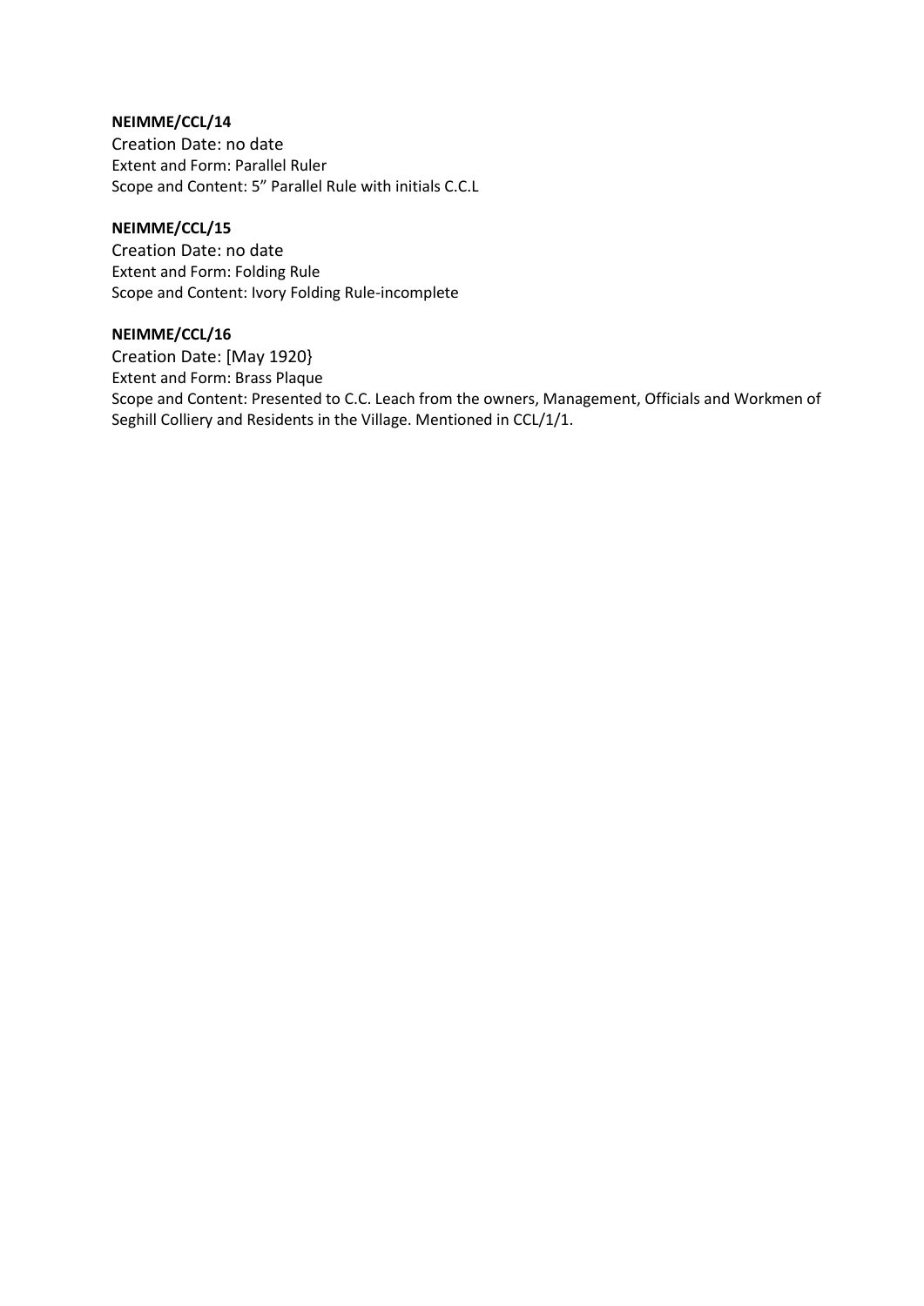**NEIMME/CCL/14**
Creation Date: no date
Extent and Form: Parallel Ruler
Scope and Content: 5” Parallel Rule with initials C.C.L

**NEIMME/CCL/15**
Creation Date: no date
Extent and Form: Folding Rule
Scope and Content: Ivory Folding Rule-incomplete

**NEIMME/CCL/16**
Creation Date: [May 1920}
Extent and Form: Brass Plaque
Scope and Content: Presented to C.C. Leach from the owners, Management, Officials and Workmen of Seghill Colliery and Residents in the Village. Mentioned in CCL/1/1.